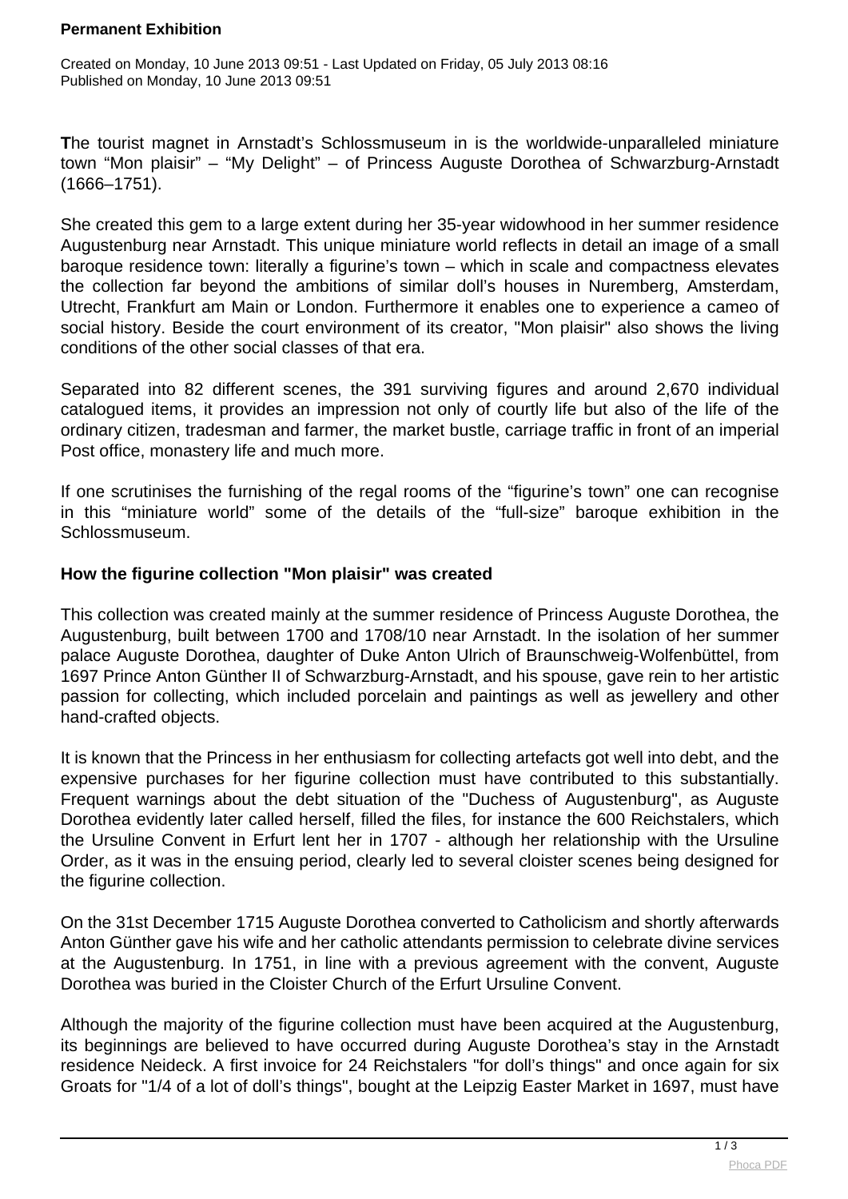# Permanent Exhibition

Created on Monday, 10 June 2013 09:51 - Last Updated on Friday, 05 July 2013 08:16
Published on Monday, 10 June 2013 09:51

**T**he tourist magnet in Arnstadt’s Schlossmuseum in is the worldwide-unparalleled miniature town “Mon plaisir” – “My Delight” – of Princess Auguste Dorothea of Schwarzburg-Arnstadt (1666–1751).

She created this gem to a large extent during her 35-year widowhood in her summer residence Augustenburg near Arnstadt. This unique miniature world reflects in detail an image of a small baroque residence town: literally a figurine’s town – which in scale and compactness elevates the collection far beyond the ambitions of similar doll’s houses in Nuremberg, Amsterdam, Utrecht, Frankfurt am Main or London. Furthermore it enables one to experience a cameo of social history. Beside the court environment of its creator, "Mon plaisir" also shows the living conditions of the other social classes of that era.

Separated into 82 different scenes, the 391 surviving figures and around 2,670 individual catalogued items, it provides an impression not only of courtly life but also of the life of the ordinary citizen, tradesman and farmer, the market bustle, carriage traffic in front of an imperial Post office, monastery life and much more.

If one scrutinises the furnishing of the regal rooms of the “figurine’s town” one can recognise in this “miniature world” some of the details of the “full-size” baroque exhibition in the Schlossmuseum.

## How the figurine collection "Mon plaisir" was created

This collection was created mainly at the summer residence of Princess Auguste Dorothea, the Augustenburg, built between 1700 and 1708/10 near Arnstadt. In the isolation of her summer palace Auguste Dorothea, daughter of Duke Anton Ulrich of Braunschweig-Wolfenbüttel, from 1697 Prince Anton Günther II of Schwarzburg-Arnstadt, and his spouse, gave rein to her artistic passion for collecting, which included porcelain and paintings as well as jewellery and other hand-crafted objects.

It is known that the Princess in her enthusiasm for collecting artefacts got well into debt, and the expensive purchases for her figurine collection must have contributed to this substantially. Frequent warnings about the debt situation of the "Duchess of Augustenburg", as Auguste Dorothea evidently later called herself, filled the files, for instance the 600 Reichstalers, which the Ursuline Convent in Erfurt lent her in 1707 - although her relationship with the Ursuline Order, as it was in the ensuing period, clearly led to several cloister scenes being designed for the figurine collection.

On the 31st December 1715 Auguste Dorothea converted to Catholicism and shortly afterwards Anton Günther gave his wife and her catholic attendants permission to celebrate divine services at the Augustenburg. In 1751, in line with a previous agreement with the convent, Auguste Dorothea was buried in the Cloister Church of the Erfurt Ursuline Convent.

Although the majority of the figurine collection must have been acquired at the Augustenburg, its beginnings are believed to have occurred during Auguste Dorothea’s stay in the Arnstadt residence Neideck. A first invoice for 24 Reichstalers "for doll’s things" and once again for six Groats for "1/4 of a lot of doll’s things", bought at the Leipzig Easter Market in 1697, must have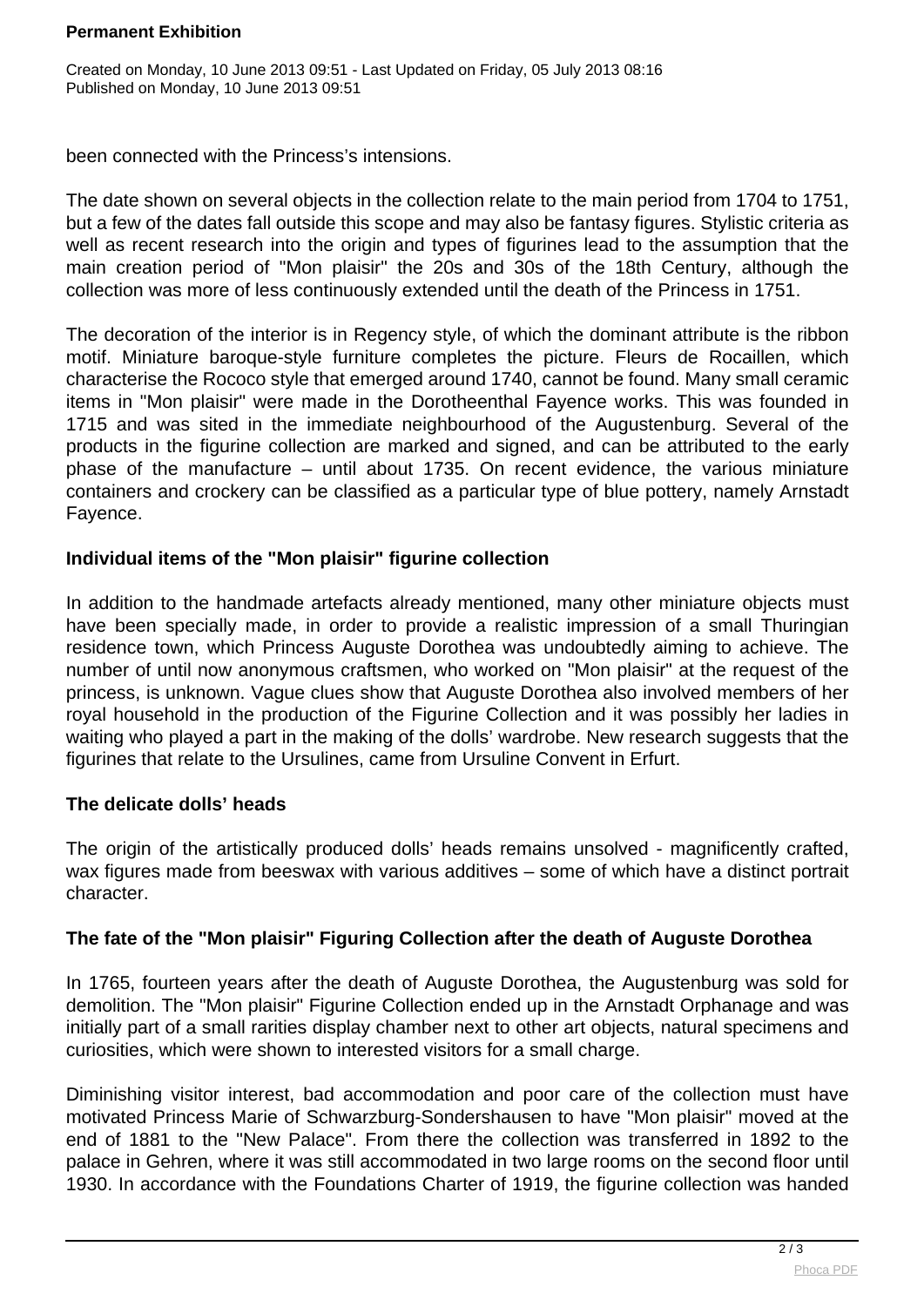been connected with the Princess's intensions.

The date shown on several objects in the collection relate to the main period from 1704 to 1751, but a few of the dates fall outside this scope and may also be fantasy figures. Stylistic criteria as well as recent research into the origin and types of figurines lead to the assumption that the main creation period of "Mon plaisir" the 20s and 30s of the 18th Century, although the collection was more of less continuously extended until the death of the Princess in 1751.

The decoration of the interior is in Regency style, of which the dominant attribute is the ribbon motif. Miniature baroque-style furniture completes the picture. Fleurs de Rocaillen, which characterise the Rococo style that emerged around 1740, cannot be found. Many small ceramic items in "Mon plaisir" were made in the Dorotheenthal Fayence works. This was founded in 1715 and was sited in the immediate neighbourhood of the Augustenburg. Several of the products in the figurine collection are marked and signed, and can be attributed to the early phase of the manufacture – until about 1735. On recent evidence, the various miniature containers and crockery can be classified as a particular type of blue pottery, namely Arnstadt Fayence.

**Individual items of the "Mon plaisir" figurine collection**

In addition to the handmade artefacts already mentioned, many other miniature objects must have been specially made, in order to provide a realistic impression of a small Thuringian residence town, which Princess Auguste Dorothea was undoubtedly aiming to achieve. The number of until now anonymous craftsmen, who worked on "Mon plaisir" at the request of the princess, is unknown. Vague clues show that Auguste Dorothea also involved members of her royal household in the production of the Figurine Collection and it was possibly her ladies in waiting who played a part in the making of the dolls' wardrobe. New research suggests that the figurines that relate to the Ursulines, came from Ursuline Convent in Erfurt.

**The delicate dolls' heads**

The origin of the artistically produced dolls' heads remains unsolved - magnificently crafted, wax figures made from beeswax with various additives – some of which have a distinct portrait character.

**The fate of the "Mon plaisir" Figuring Collection after the death of Auguste Dorothea**

In 1765, fourteen years after the death of Auguste Dorothea, the Augustenburg was sold for demolition. The "Mon plaisir" Figurine Collection ended up in the Arnstadt Orphanage and was initially part of a small rarities display chamber next to other art objects, natural specimens and curiosities, which were shown to interested visitors for a small charge.

Diminishing visitor interest, bad accommodation and poor care of the collection must have motivated Princess Marie of Schwarzburg-Sondershausen to have "Mon plaisir" moved at the end of 1881 to the "New Palace". From there the collection was transferred in 1892 to the palace in Gehren, where it was still accommodated in two large rooms on the second floor until 1930. In accordance with the Foundations Charter of 1919, the figurine collection was handed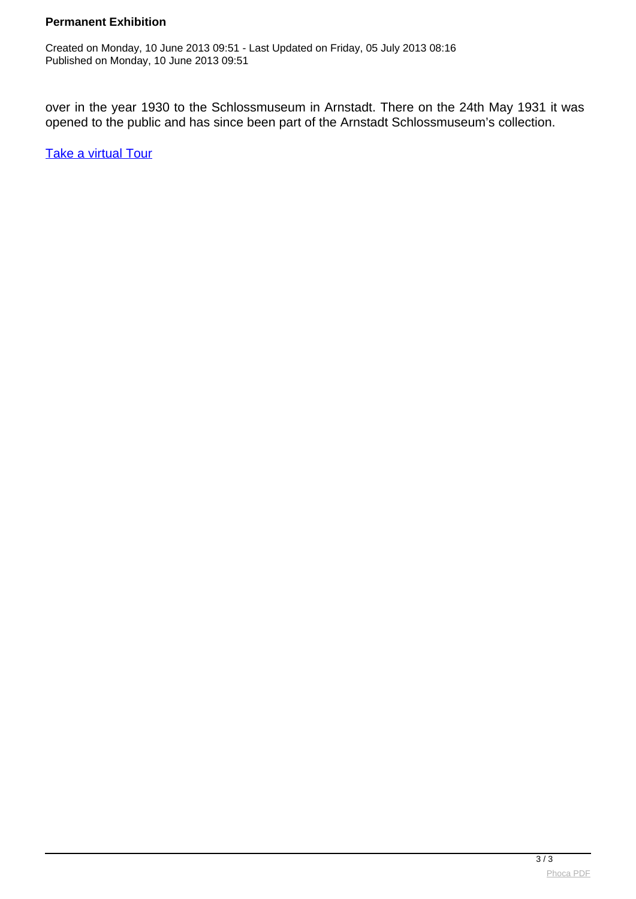over in the year 1930 to the Schlossmuseum in Arnstadt. There on the 24th May 1931 it was opened to the public and has since been part of the Arnstadt Schlossmuseum's collection.

[Take a virtual Tour]